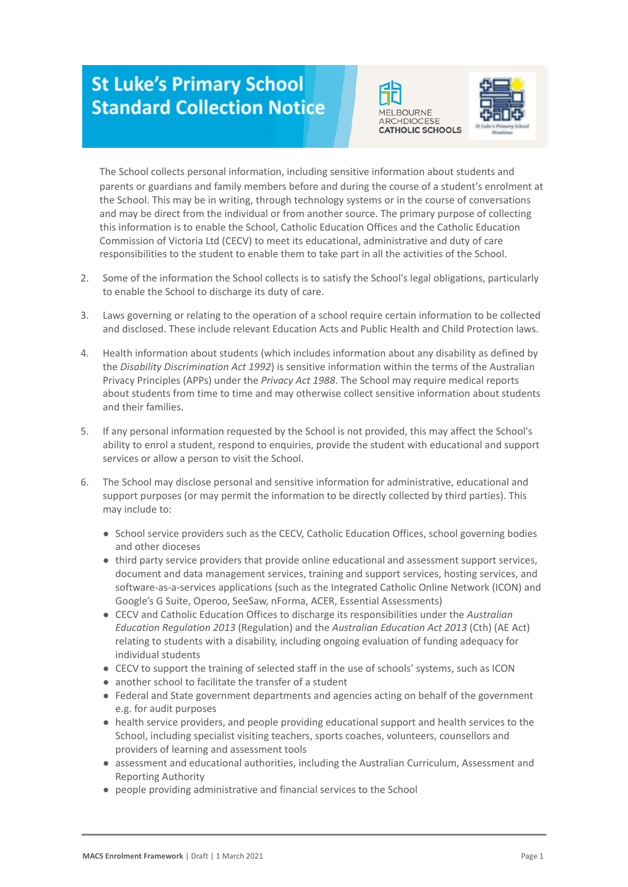# St Luke's Primary School Standard Collection Notice

MELBOURNE ARCHDIOCESE CATHOLIC SCHOOLS

1. The School collects personal information, including sensitive information about students and parents or guardians and family members before and during the course of a student's enrolment at the School. This may be in writing, through technology systems or in the course of conversations and may be direct from the individual or from another source. The primary purpose of collecting this information is to enable the School, Catholic Education Offices and the Catholic Education Commission of Victoria Ltd (CECV) to meet its educational, administrative and duty of care responsibilities to the student to enable them to take part in all the activities of the School.

2. Some of the information the School collects is to satisfy the School's legal obligations, particularly to enable the School to discharge its duty of care.

3. Laws governing or relating to the operation of a school require certain information to be collected and disclosed. These include relevant Education Acts and Public Health and Child Protection laws.

4. Health information about students (which includes information about any disability as defined by the *Disability Discrimination Act 1992*) is sensitive information within the terms of the Australian Privacy Principles (APPs) under the *Privacy Act 1988*. The School may require medical reports about students from time to time and may otherwise collect sensitive information about students and their families.

5. If any personal information requested by the School is not provided, this may affect the School's ability to enrol a student, respond to enquiries, provide the student with educational and support services or allow a person to visit the School.

6. The School may disclose personal and sensitive information for administrative, educational and support purposes (or may permit the information to be directly collected by third parties). This may include to:

   - School service providers such as the CECV, Catholic Education Offices, school governing bodies and other dioceses
   - third party service providers that provide online educational and assessment support services, document and data management services, training and support services, hosting services, and software-as-a-services applications (such as the Integrated Catholic Online Network (ICON) and Google's G Suite, Operoo, SeeSaw, nForma, ACER, Essential Assessments)
   - CECV and Catholic Education Offices to discharge its responsibilities under the *Australian Education Regulation 2013* (Regulation) and the *Australian Education Act 2013* (Cth) (AE Act) relating to students with a disability, including ongoing evaluation of funding adequacy for individual students
   - CECV to support the training of selected staff in the use of schools' systems, such as ICON
   - another school to facilitate the transfer of a student
   - Federal and State government departments and agencies acting on behalf of the government e.g. for audit purposes
   - health service providers, and people providing educational support and health services to the School, including specialist visiting teachers, sports coaches, volunteers, counsellors and providers of learning and assessment tools
   - assessment and educational authorities, including the Australian Curriculum, Assessment and Reporting Authority
   - people providing administrative and financial services to the School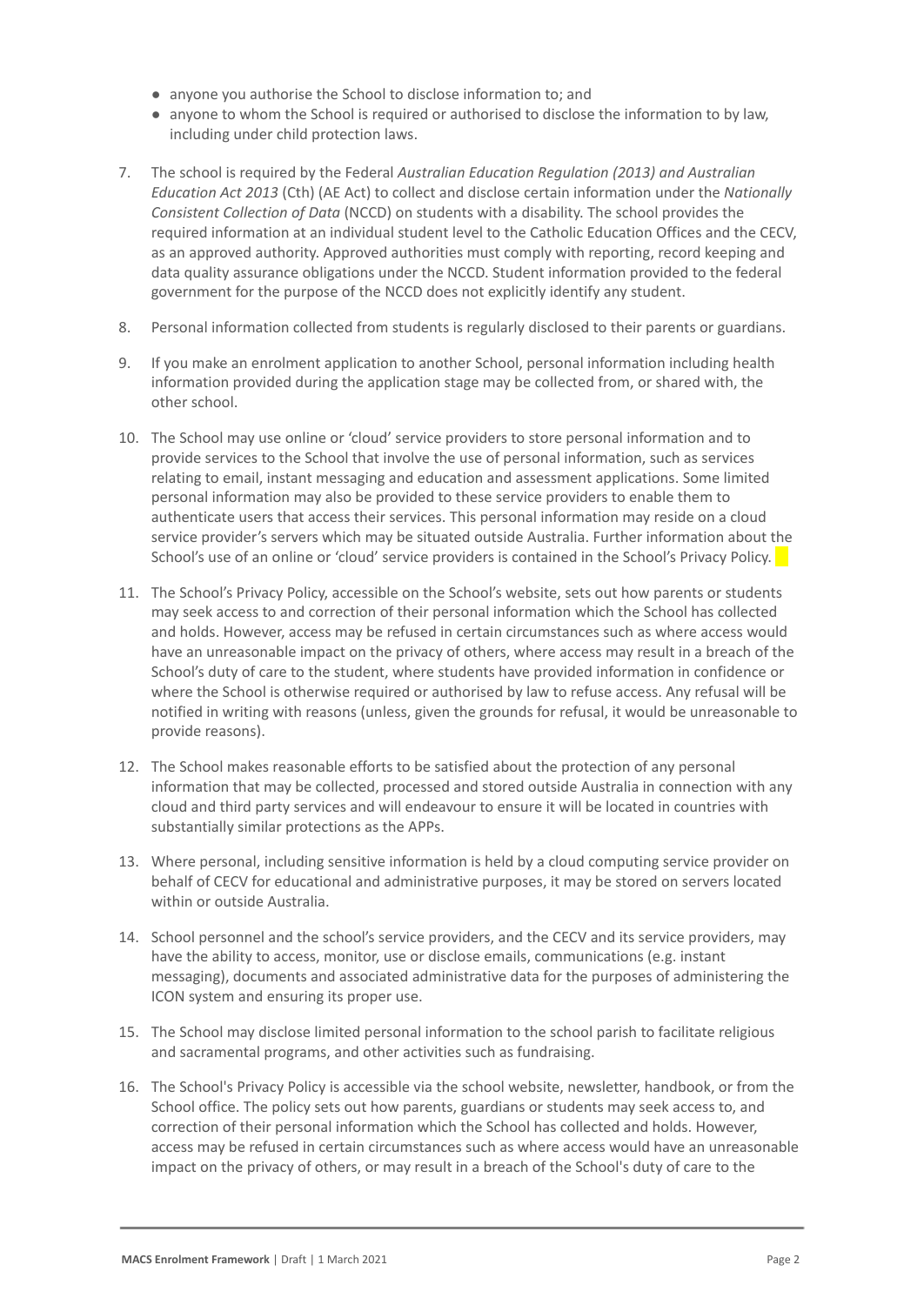- anyone you authorise the School to disclose information to; and
- anyone to whom the School is required or authorised to disclose the information to by law, including under child protection laws.

7. The school is required by the Federal *Australian Education Regulation (2013) and Australian Education Act 2013* (Cth) (AE Act) to collect and disclose certain information under the *Nationally Consistent Collection of Data* (NCCD) on students with a disability. The school provides the required information at an individual student level to the Catholic Education Offices and the CECV, as an approved authority. Approved authorities must comply with reporting, record keeping and data quality assurance obligations under the NCCD. Student information provided to the federal government for the purpose of the NCCD does not explicitly identify any student.

8. Personal information collected from students is regularly disclosed to their parents or guardians.

9. If you make an enrolment application to another School, personal information including health information provided during the application stage may be collected from, or shared with, the other school.

10. The School may use online or 'cloud' service providers to store personal information and to provide services to the School that involve the use of personal information, such as services relating to email, instant messaging and education and assessment applications. Some limited personal information may also be provided to these service providers to enable them to authenticate users that access their services. This personal information may reside on a cloud service provider's servers which may be situated outside Australia. Further information about the School's use of an online or 'cloud' service providers is contained in the School's Privacy Policy.

11. The School's Privacy Policy, accessible on the School's website, sets out how parents or students may seek access to and correction of their personal information which the School has collected and holds. However, access may be refused in certain circumstances such as where access would have an unreasonable impact on the privacy of others, where access may result in a breach of the School's duty of care to the student, where students have provided information in confidence or where the School is otherwise required or authorised by law to refuse access. Any refusal will be notified in writing with reasons (unless, given the grounds for refusal, it would be unreasonable to provide reasons).

12. The School makes reasonable efforts to be satisfied about the protection of any personal information that may be collected, processed and stored outside Australia in connection with any cloud and third party services and will endeavour to ensure it will be located in countries with substantially similar protections as the APPs.

13. Where personal, including sensitive information is held by a cloud computing service provider on behalf of CECV for educational and administrative purposes, it may be stored on servers located within or outside Australia.

14. School personnel and the school's service providers, and the CECV and its service providers, may have the ability to access, monitor, use or disclose emails, communications (e.g. instant messaging), documents and associated administrative data for the purposes of administering the ICON system and ensuring its proper use.

15. The School may disclose limited personal information to the school parish to facilitate religious and sacramental programs, and other activities such as fundraising.

16. The School's Privacy Policy is accessible via the school website, newsletter, handbook, or from the School office. The policy sets out how parents, guardians or students may seek access to, and correction of their personal information which the School has collected and holds. However, access may be refused in certain circumstances such as where access would have an unreasonable impact on the privacy of others, or may result in a breach of the School's duty of care to the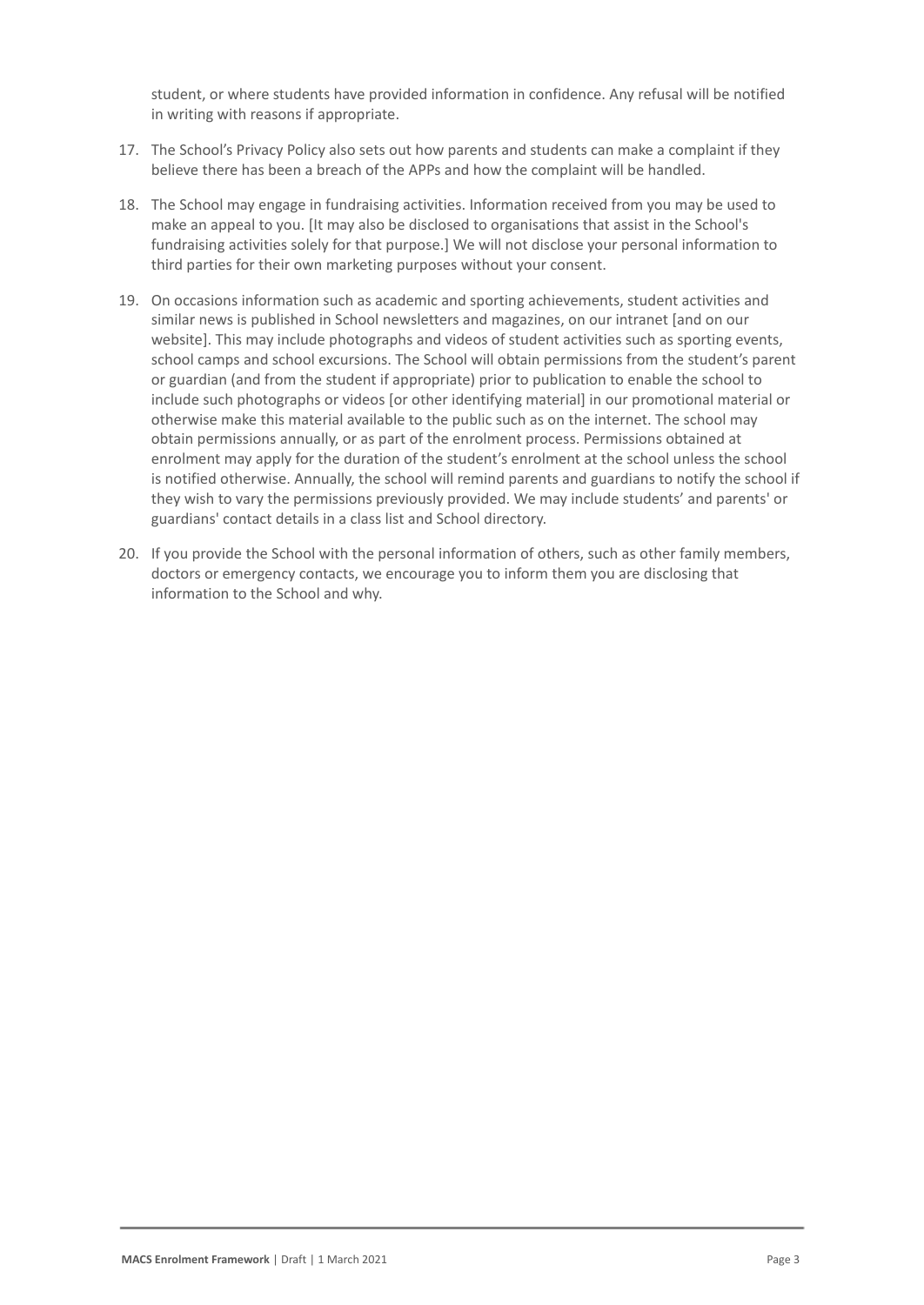student, or where students have provided information in confidence. Any refusal will be notified in writing with reasons if appropriate.

17. The School's Privacy Policy also sets out how parents and students can make a complaint if they believe there has been a breach of the APPs and how the complaint will be handled.
18. The School may engage in fundraising activities. Information received from you may be used to make an appeal to you. [It may also be disclosed to organisations that assist in the School's fundraising activities solely for that purpose.] We will not disclose your personal information to third parties for their own marketing purposes without your consent.
19. On occasions information such as academic and sporting achievements, student activities and similar news is published in School newsletters and magazines, on our intranet [and on our website]. This may include photographs and videos of student activities such as sporting events, school camps and school excursions. The School will obtain permissions from the student's parent or guardian (and from the student if appropriate) prior to publication to enable the school to include such photographs or videos [or other identifying material] in our promotional material or otherwise make this material available to the public such as on the internet. The school may obtain permissions annually, or as part of the enrolment process. Permissions obtained at enrolment may apply for the duration of the student's enrolment at the school unless the school is notified otherwise. Annually, the school will remind parents and guardians to notify the school if they wish to vary the permissions previously provided. We may include students' and parents' or guardians' contact details in a class list and School directory.
20. If you provide the School with the personal information of others, such as other family members, doctors or emergency contacts, we encourage you to inform them you are disclosing that information to the School and why.